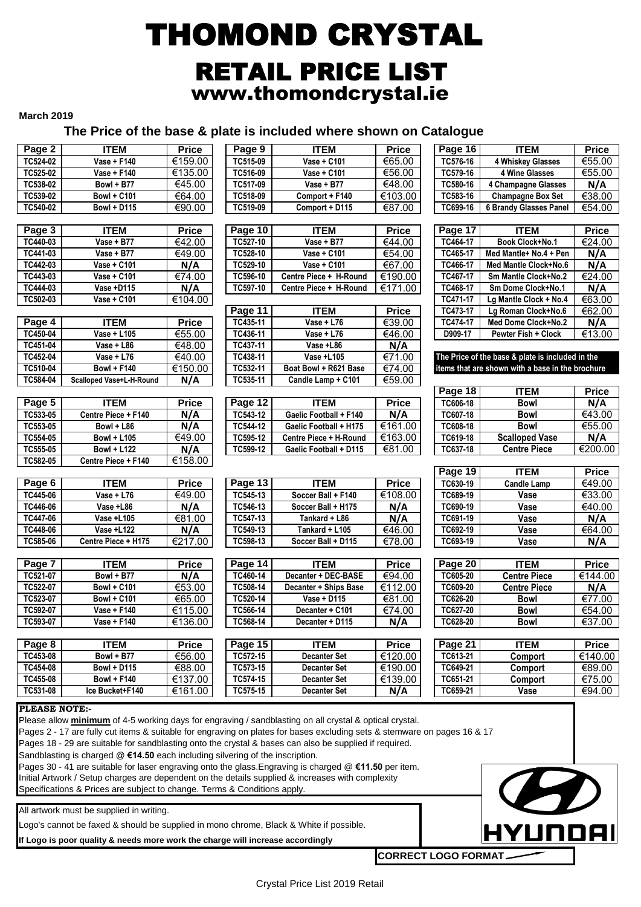# THOMOND CRYSTAL

## RETAIL PRICE LIST

### www.thomondcrystal.ie

**March 2019**

**The Price of the base & plate is included where shown on Catalogue**

| Page 2 | ITEM | Price |
|---|---|---|
| TC524-02 | Vase + F140 | €159.00 |
| TC525-02 | Vase + F140 | €135.00 |
| TC538-02 | Bowl + B77 | €45.00 |
| TC539-02 | Bowl + C101 | €64.00 |
| TC540-02 | Bowl + D115 | €90.00 |

| Page 3 | ITEM | Price |
|---|---|---|
| TC440-03 | Vase + B77 | €42.00 |
| TC441-03 | Vase + B77 | €49.00 |
| TC442-03 | Vase + C101 | N/A |
| TC443-03 | Vase + C101 | €74.00 |
| TC444-03 | Vase +D115 | N/A |
| TC502-03 | Vase + C101 | €104.00 |

| Page 4 | ITEM | Price |
|---|---|---|
| TC450-04 | Vase + L105 | €55.00 |
| TC451-04 | Vase + L86 | €48.00 |
| TC452-04 | Vase + L76 | €40.00 |
| TC510-04 | Bowl + F140 | €150.00 |
| TC584-04 | Scalloped Vase+L-H-Round | N/A |

| Page 5 | ITEM | Price |
|---|---|---|
| TC533-05 | Centre Piece + F140 | N/A |
| TC553-05 | Bowl + L86 | N/A |
| TC554-05 | Bowl + L105 | €49.00 |
| TC555-05 | Bowl + L122 | N/A |
| TC582-05 | Centre Piece + F140 | €158.00 |

| Page 6 | ITEM | Price |
|---|---|---|
| TC445-06 | Vase + L76 | €49.00 |
| TC446-06 | Vase +L86 | N/A |
| TC447-06 | Vase +L105 | €81.00 |
| TC448-06 | Vase +L122 | N/A |
| TC585-06 | Centre Piece + H175 | €217.00 |

| Page 7 | ITEM | Price |
|---|---|---|
| TC521-07 | Bowl + B77 | N/A |
| TC522-07 | Bowl + C101 | €53.00 |
| TC523-07 | Bowl + C101 | €65.00 |
| TC592-07 | Vase + F140 | €115.00 |
| TC593-07 | Vase + F140 | €136.00 |

| Page 8 | ITEM | Price |
|---|---|---|
| TC453-08 | Bowl + B77 | €56.00 |
| TC454-08 | Bowl + D115 | €88.00 |
| TC455-08 | Bowl + F140 | €137.00 |
| TC531-08 | Ice Bucket+F140 | €161.00 |

| Page 9 | ITEM | Price |
|---|---|---|
| TC515-09 | Vase + C101 | €65.00 |
| TC516-09 | Vase + C101 | €56.00 |
| TC517-09 | Vase + B77 | €48.00 |
| TC518-09 | Comport + F140 | €103.00 |
| TC519-09 | Comport + D115 | €87.00 |

| Page 10 | ITEM | Price |
|---|---|---|
| TC527-10 | Vase + B77 | €44.00 |
| TC528-10 | Vase + C101 | €54.00 |
| TC529-10 | Vase + C101 | €67.00 |
| TC596-10 | Centre Piece + H-Round | €190.00 |
| TC597-10 | Centre Piece + H-Round | €171.00 |

| Page 11 | ITEM | Price |
|---|---|---|
| TC435-11 | Vase + L76 | €39.00 |
| TC436-11 | Vase + L76 | €46.00 |
| TC437-11 | Vase +L86 | N/A |
| TC438-11 | Vase +L105 | €71.00 |
| TC532-11 | Boat Bowl + R621 Base | €74.00 |
| TC535-11 | Candle Lamp + C101 | €59.00 |

| Page 12 | ITEM | Price |
|---|---|---|
| TC543-12 | Gaelic Football + F140 | N/A |
| TC544-12 | Gaelic Football + H175 | €161.00 |
| TC595-12 | Centre Piece + H-Round | €163.00 |
| TC599-12 | Gaelic Football + D115 | €81.00 |

| Page 13 | ITEM | Price |
|---|---|---|
| TC545-13 | Soccer Ball + F140 | €108.00 |
| TC546-13 | Soccer Ball + H175 | N/A |
| TC547-13 | Tankard + L86 | N/A |
| TC549-13 | Tankard + L105 | €46.00 |
| TC598-13 | Soccer Ball + D115 | €78.00 |

| Page 14 | ITEM | Price |
|---|---|---|
| TC460-14 | Decanter + DEC-BASE | €94.00 |
| TC508-14 | Decanter + Ships Base | €112.00 |
| TC520-14 | Vase + D115 | €81.00 |
| TC566-14 | Decanter + C101 | €74.00 |
| TC568-14 | Decanter + D115 | N/A |

| Page 15 | ITEM | Price |
|---|---|---|
| TC572-15 | Decanter Set | €120.00 |
| TC573-15 | Decanter Set | €190.00 |
| TC574-15 | Decanter Set | €139.00 |
| TC575-15 | Decanter Set | N/A |

| Page 16 | ITEM | Price |
|---|---|---|
| TC576-16 | 4 Whiskey Glasses | €55.00 |
| TC579-16 | 4 Wine Glasses | €55.00 |
| TC580-16 | 4 Champagne Glasses | N/A |
| TC583-16 | Champagne Box Set | €38.00 |
| TC699-16 | 6 Brandy Glasses Panel | €54.00 |

| Page 17 | ITEM | Price |
|---|---|---|
| TC464-17 | Book Clock+No.1 | €24.00 |
| TC465-17 | Med Mantle+ No.4 + Pen | N/A |
| TC466-17 | Med Mantle Clock+No.6 | N/A |
| TC467-17 | Sm Mantle Clock+No.2 | €24.00 |
| TC468-17 | Sm Dome Clock+No.1 | N/A |
| TC471-17 | Lg Mantle Clock + No.4 | €63.00 |
| TC473-17 | Lg Roman Clock+No.6 | €62.00 |
| TC474-17 | Med Dome Clock+No.2 | N/A |
| D909-17 | Pewter Fish + Clock | €13.00 |

**The Price of the base & plate is included in the items that are shown with a base in the brochure**

| Page 18 | ITEM | Price |
|---|---|---|
| TC606-18 | Bowl | N/A |
| TC607-18 | Bowl | €43.00 |
| TC608-18 | Bowl | €55.00 |
| TC619-18 | Scalloped Vase | N/A |
| TC637-18 | Centre Piece | €200.00 |

| Page 19 | ITEM | Price |
|---|---|---|
| TC630-19 | Candle Lamp | €49.00 |
| TC689-19 | Vase | €33.00 |
| TC690-19 | Vase | €40.00 |
| TC691-19 | Vase | N/A |
| TC692-19 | Vase | €64.00 |
| TC693-19 | Vase | N/A |

| Page 20 | ITEM | Price |
|---|---|---|
| TC605-20 | Centre Piece | €144.00 |
| TC609-20 | Centre Piece | N/A |
| TC626-20 | Bowl | €77.00 |
| TC627-20 | Bowl | €54.00 |
| TC628-20 | Bowl | €37.00 |

| Page 21 | ITEM | Price |
|---|---|---|
| TC613-21 | Comport | €140.00 |
| TC649-21 | Comport | €89.00 |
| TC651-21 | Comport | €75.00 |
| TC659-21 | Vase | €94.00 |

**PLEASE NOTE:-**

Please allow **minimum** of 4-5 working days for engraving / sandblasting on all crystal & optical crystal.

Pages 2 - 17 are fully cut items & suitable for engraving on plates for bases excluding sets & stemware on pages 16 & 17

Pages 18 - 29 are suitable for sandblasting onto the crystal & bases can also be supplied if required.

Sandblasting is charged @ **€14.50** each including silvering of the inscription.

Pages 30 - 41 are suitable for laser engraving onto the glass.Engraving is charged @ **€11.50** per item.

Initial Artwork / Setup charges are dependent on the details supplied & increases with complexity

Specifications & Prices are subject to change. Terms & Conditions apply.

All artwork must be supplied in writing.

Logo's cannot be faxed & should be supplied in mono chrome, Black & White if possible.

**If Logo is poor quality & needs more work the charge will increase accordingly**

HYUNDAI

**CORRECT LOGO FORMAT**

Crystal Price List 2019 Retail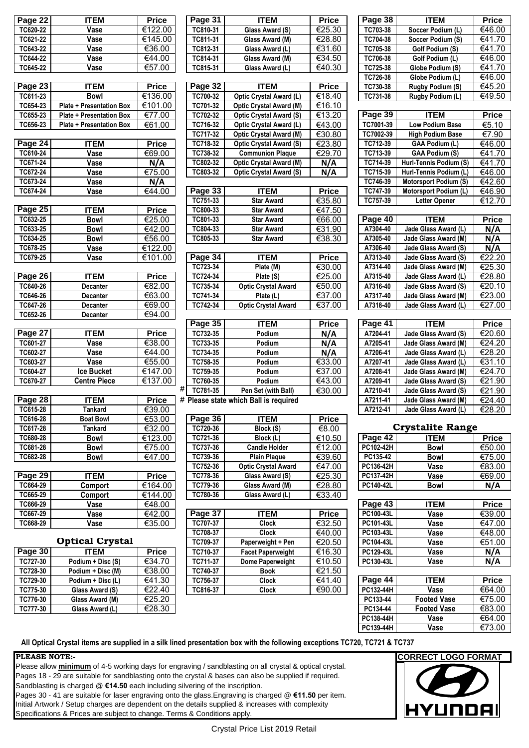| Page 22 | ITEM | Price |
|---|---|---|
| TC620-22 | Vase | €122.00 |
| TC621-22 | Vase | €145.00 |
| TC643-22 | Vase | €36.00 |
| TC644-22 | Vase | €44.00 |
| TC645-22 | Vase | €57.00 |

| Page 23 | ITEM | Price |
|---|---|---|
| TC611-23 | Bowl | €136.00 |
| TC654-23 | Plate + Presentation Box | €101.00 |
| TC655-23 | Plate + Presentation Box | €77.00 |
| TC656-23 | Plate + Presentation Box | €61.00 |

| Page 24 | ITEM | Price |
|---|---|---|
| TC610-24 | Vase | €69.00 |
| TC671-24 | Vase | N/A |
| TC672-24 | Vase | €75.00 |
| TC673-24 | Vase | N/A |
| TC674-24 | Vase | €44.00 |

| Page 25 | ITEM | Price |
|---|---|---|
| TC632-25 | Bowl | €25.00 |
| TC633-25 | Bowl | €42.00 |
| TC634-25 | Bowl | €56.00 |
| TC678-25 | Vase | €122.00 |
| TC679-25 | Vase | €101.00 |

| Page 26 | ITEM | Price |
|---|---|---|
| TC640-26 | Decanter | €82.00 |
| TC646-26 | Decanter | €63.00 |
| TC647-26 | Decanter | €69.00 |
| TC652-26 | Decanter | €94.00 |

| Page 27 | ITEM | Price |
|---|---|---|
| TC601-27 | Vase | €38.00 |
| TC602-27 | Vase | €44.00 |
| TC603-27 | Vase | €55.00 |
| TC604-27 | Ice Bucket | €147.00 |
| TC670-27 | Centre Piece | €137.00 |

| Page 28 | ITEM | Price |
|---|---|---|
| TC615-28 | Tankard | €39.00 |
| TC616-28 | Boat Bowl | €53.00 |
| TC617-28 | Tankard | €32.00 |
| TC680-28 | Bowl | €123.00 |
| TC681-28 | Bowl | €75.00 |
| TC682-28 | Bowl | €47.00 |

| Page 29 | ITEM | Price |
|---|---|---|
| TC664-29 | Comport | €164.00 |
| TC665-29 | Comport | €144.00 |
| TC666-29 | Vase | €48.00 |
| TC667-29 | Vase | €42.00 |
| TC668-29 | Vase | €35.00 |

## Optical Crystal

| Page 30 | ITEM | Price |
|---|---|---|
| TC727-30 | Podium + Disc (S) | €34.70 |
| TC728-30 | Podium + Disc (M) | €38.00 |
| TC729-30 | Podium + Disc (L) | €41.30 |
| TC775-30 | Glass Award (S) | €22.40 |
| TC776-30 | Glass Award (M) | €25.20 |
| TC777-30 | Glass Award (L) | €28.30 |

| Page 31 | ITEM | Price |
|---|---|---|
| TC810-31 | Glass Award (S) | €25.30 |
| TC811-31 | Glass Award (M) | €28.80 |
| TC812-31 | Glass Award (L) | €31.60 |
| TC814-31 | Glass Award (M) | €34.50 |
| TC815-31 | Glass Award (L) | €40.30 |

| Page 32 | ITEM | Price |
|---|---|---|
| TC700-32 | Optic Crystal Award (L) | €18.40 |
| TC701-32 | Optic Crystal Award (M) | €16.10 |
| TC702-32 | Optic Crystal Award (S) | €13.20 |
| TC716-32 | Optic Crystal Award (L) | €43.00 |
| TC717-32 | Optic Crystal Award (M) | €30.80 |
| TC718-32 | Optic Crystal Award (S) | €23.80 |
| TC738-32 | Communion Plaque | €29.70 |
| TC802-32 | Optic Crystal Award (M) | N/A |
| TC803-32 | Optic Crystal Award (S) | N/A |

| Page 33 | ITEM | Price |
|---|---|---|
| TC751-33 | Star Award | €35.80 |
| TC800-33 | Star Award | €47.50 |
| TC801-33 | Star Award | €66.00 |
| TC804-33 | Star Award | €31.90 |
| TC805-33 | Star Award | €38.30 |

| Page 34 | ITEM | Price |
|---|---|---|
| TC723-34 | Plate (M) | €30.00 |
| TC724-34 | Plate (S) | €25.00 |
| TC735-34 | Optic Crystal Award | €50.00 |
| TC741-34 | Plate (L) | €37.00 |
| TC742-34 | Optic Crystal Award | €37.00 |

| Page 35 | ITEM | Price |
|---|---|---|
| TC732-35 | Podium | N/A |
| TC733-35 | Podium | N/A |
| TC734-35 | Podium | N/A |
| TC758-35 | Podium | €33.00 |
| TC759-35 | Podium | €37.00 |
| TC760-35 | Podium | €43.00 |
| # TC781-35 | Pen Set (with Ball) | €30.00 |

\# Please state which Ball is required

| Page 36 | ITEM | Price |
|---|---|---|
| TC720-36 | Block (S) | €8.00 |
| TC721-36 | Block (L) | €10.50 |
| TC737-36 | Candle Holder | €12.00 |
| TC739-36 | Plain Plaque | €39.60 |
| TC752-36 | Optic Crystal Award | €47.00 |
| TC778-36 | Glass Award (S) | €25.30 |
| TC779-36 | Glass Award (M) | €28.80 |
| TC780-36 | Glass Award (L) | €33.40 |

| Page 37 | ITEM | Price |
|---|---|---|
| TC707-37 | Clock | €32.50 |
| TC708-37 | Clock | €40.00 |
| TC709-37 | Paperweight + Pen | €20.50 |
| TC710-37 | Facet Paperweight | €16.30 |
| TC711-37 | Dome Paperweight | €10.50 |
| TC740-37 | Book | €21.50 |
| TC756-37 | Clock | €41.40 |
| TC816-37 | Clock | €90.00 |

| Page 38 | ITEM | Price |
|---|---|---|
| TC703-38 | Soccer Podium (L) | €46.00 |
| TC704-38 | Soccer Podium (S) | €41.70 |
| TC705-38 | Golf Podium (S) | €41.70 |
| TC706-38 | Golf Podium (L) | €46.00 |
| TC725-38 | Globe Podium (S) | €41.70 |
| TC726-38 | Globe Podium (L) | €46.00 |
| TC730-38 | Rugby Podium (S) | €45.20 |
| TC731-38 | Rugby Podium (L) | €49.50 |

| Page 39 | ITEM | Price |
|---|---|---|
| TC7001-39 | Low Podium Base | €5.10 |
| TC7002-39 | High Podium Base | €7.90 |
| TC712-39 | GAA Podium (L) | €46.00 |
| TC713-39 | GAA Podium (S) | €41.70 |
| TC714-39 | Hurl-Tennis Podium (S) | €41.70 |
| TC715-39 | Hurl-Tennis Podium (L) | €46.00 |
| TC746-39 | Motorsport Podium (S) | €42.60 |
| TC747-39 | Motorsport Podium (L) | €46.90 |
| TC757-39 | Letter Opener | €12.70 |

| Page 40 | ITEM | Price |
|---|---|---|
| A7304-40 | Jade Glass Award (L) | N/A |
| A7305-40 | Jade Glass Award (M) | N/A |
| A7306-40 | Jade Glass Award (S) | N/A |
| A7313-40 | Jade Glass Award (S) | €22.20 |
| A7314-40 | Jade Glass Award (M) | €25.30 |
| A7315-40 | Jade Glass Award (L) | €28.80 |
| A7316-40 | Jade Glass Award (S) | €20.10 |
| A7317-40 | Jade Glass Award (M) | €23.00 |
| A7318-40 | Jade Glass Award (L) | €27.00 |

| Page 41 | ITEM | Price |
|---|---|---|
| A7204-41 | Jade Glass Award (S) | €20.60 |
| A7205-41 | Jade Glass Award (M) | €24.20 |
| A7206-41 | Jade Glass Award (L) | €28.20 |
| A7207-41 | Jade Glass Award (L) | €31.10 |
| A7208-41 | Jade Glass Award (M) | €24.70 |
| A7209-41 | Jade Glass Award (S) | €21.90 |
| A7210-41 | Jade Glass Award (S) | €21.90 |
| A7211-41 | Jade Glass Award (M) | €24.40 |
| A7212-41 | Jade Glass Award (L) | €28.20 |

## Crystalite Range

| Page 42 | ITEM | Price |
|---|---|---|
| PC102-42H | Bowl | €50.00 |
| PC135-42 | Bowl | €75.00 |
| PC136-42H | Vase | €83.00 |
| PC137-42H | Vase | €69.00 |
| PC140-42L | Bowl | N/A |

| Page 43 | ITEM | Price |
|---|---|---|
| PC100-43L | Vase | €39.00 |
| PC101-43L | Vase | €47.00 |
| PC103-43L | Vase | €48.00 |
| PC104-43L | Vase | €51.00 |
| PC129-43L | Vase | N/A |
| PC130-43L | Vase | N/A |

| Page 44 | ITEM | Price |
|---|---|---|
| PC132-44H | Vase | €64.00 |
| PC133-44 | Footed Vase | €75.00 |
| PC134-44 | Footed Vase | €83.00 |
| PC138-44H | Vase | €64.00 |
| PC139-44H | Vase | €73.00 |

**All Optical Crystal items are supplied in a silk lined presentation box with the following exceptions TC720, TC721 & TC737**

**PLEASE NOTE:-**

Please allow **minimum** of 4-5 working days for engraving / sandblasting on all crystal & optical crystal.
Pages 18 - 29 are suitable for sandblasting onto the crystal & bases can also be supplied if required.
Sandblasting is charged @ **€14.50** each including silvering of the inscription.
Pages 30 - 41 are suitable for laser engraving onto the glass.Engraving is charged @ **€11.50** per item.
Initial Artwork / Setup charges are dependent on the details supplied & increases with complexity
Specifications & Prices are subject to change. Terms & Conditions apply.

**CORRECT LOGO FORMAT**

HYUNDAI

Crystal Price List 2019 Retail